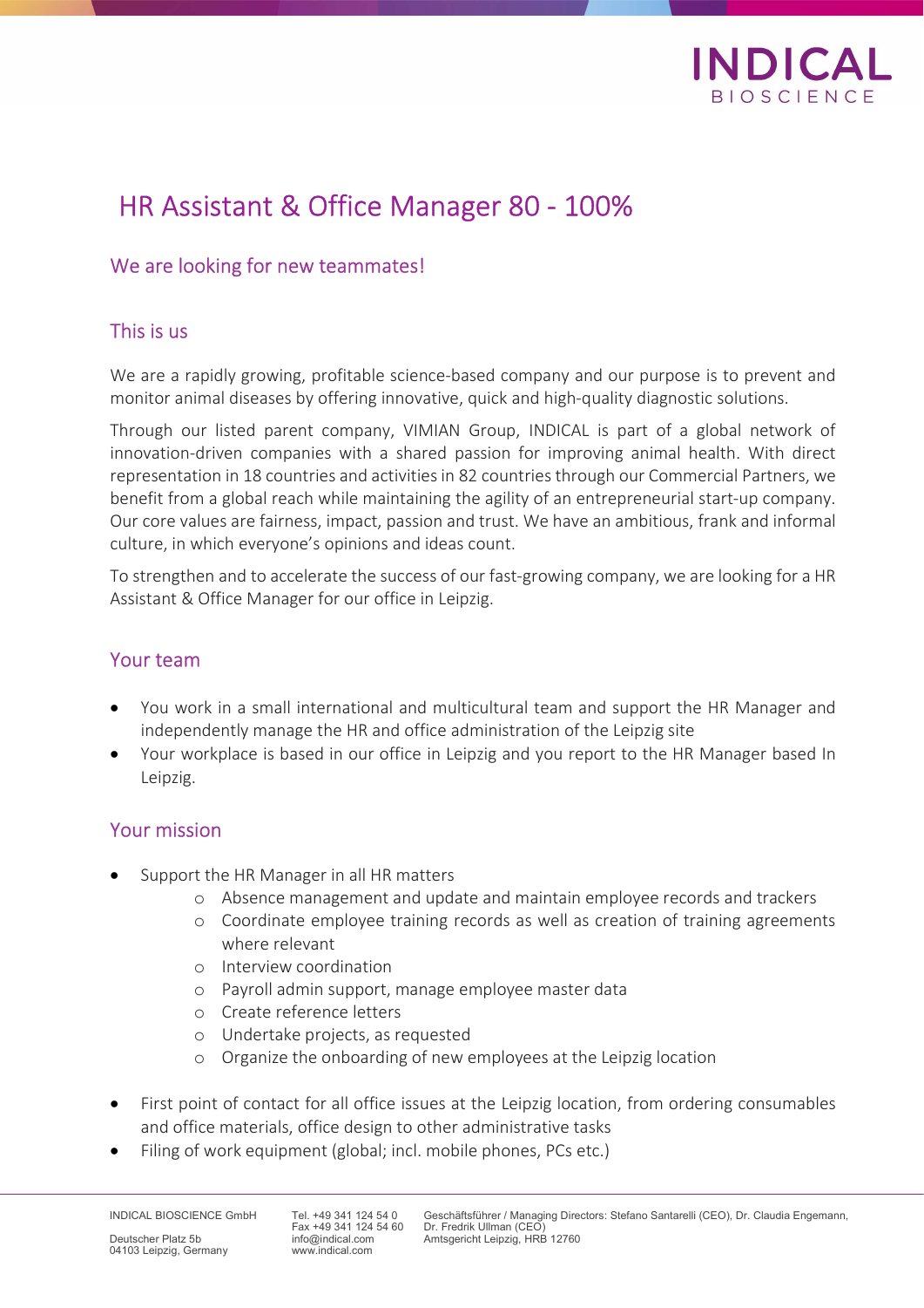# HR Assistant & Office Manager 80 - 100%

## We are looking for new teammates!

### This is us

We are a rapidly growing, profitable science-based company and our purpose is to prevent and monitor animal diseases by offering innovative, quick and high-quality diagnostic solutions.

Through our listed parent company, VIMIAN Group, INDICAL is part of a global network of innovation-driven companies with a shared passion for improving animal health. With direct representation in 18 countries and activities in 82 countries through our Commercial Partners, we benefit from a global reach while maintaining the agility of an entrepreneurial start-up company. Our core values are fairness, impact, passion and trust. We have an ambitious, frank and informal culture, in which everyone's opinions and ideas count.

To strengthen and to accelerate the success of our fast-growing company, we are looking for a HR Assistant & Office Manager for our office in Leipzig.

### Your team

- You work in a small international and multicultural team and support the HR Manager and independently manage the HR and office administration of the Leipzig site
- Your workplace is based in our office in Leipzig and you report to the HR Manager based In Leipzig.

### Your mission

- Support the HR Manager in all HR matters
  - Absence management and update and maintain employee records and trackers
  - Coordinate employee training records as well as creation of training agreements where relevant
  - Interview coordination
  - Payroll admin support, manage employee master data
  - Create reference letters
  - Undertake projects, as requested
  - Organize the onboarding of new employees at the Leipzig location
- First point of contact for all office issues at the Leipzig location, from ordering consumables and office materials, office design to other administrative tasks
- Filing of work equipment (global; incl. mobile phones, PCs etc.)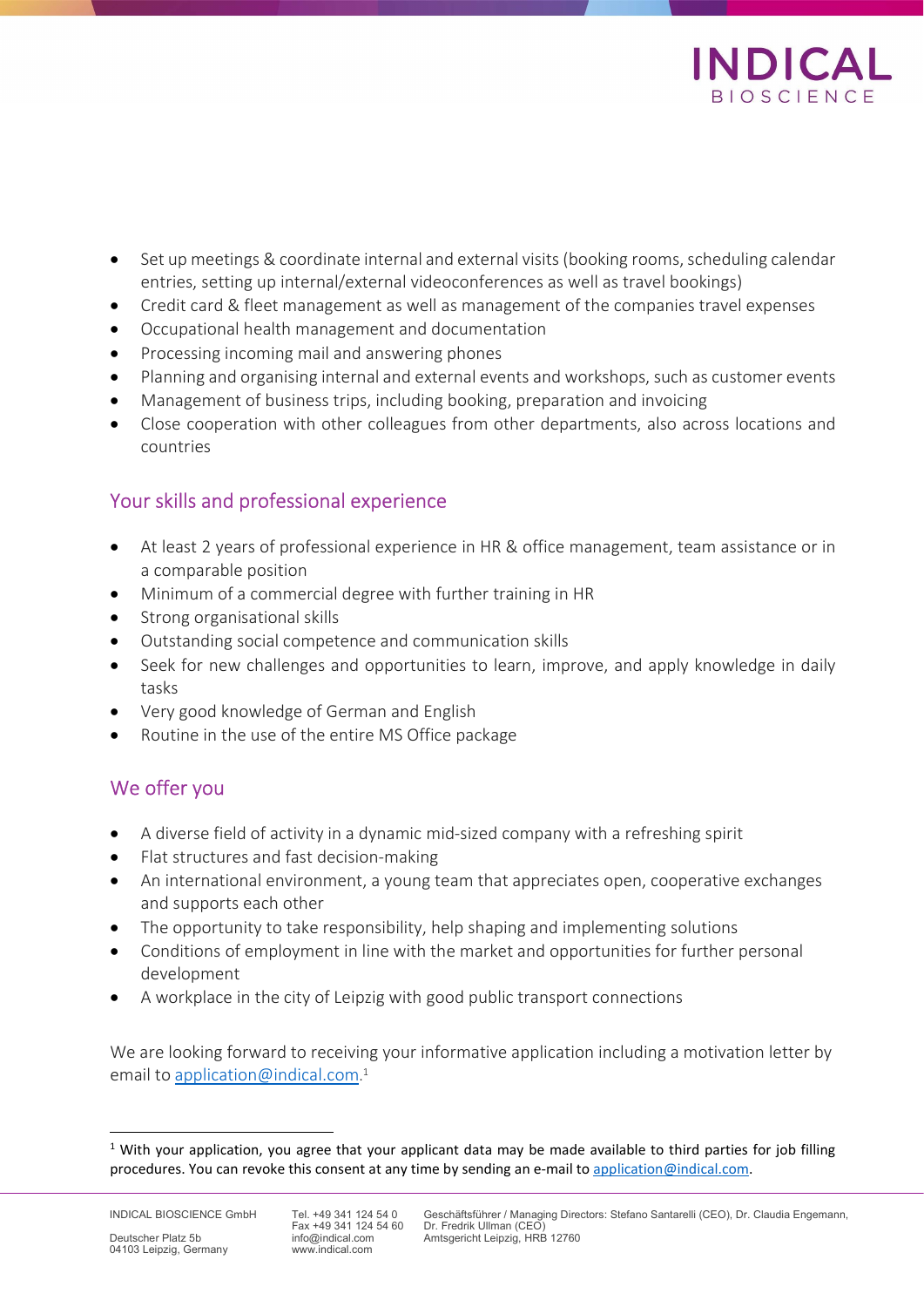- Set up meetings & coordinate internal and external visits (booking rooms, scheduling calendar entries, setting up internal/external videoconferences as well as travel bookings)
- Credit card & fleet management as well as management of the companies travel expenses
- Occupational health management and documentation
- Processing incoming mail and answering phones
- Planning and organising internal and external events and workshops, such as customer events
- Management of business trips, including booking, preparation and invoicing
- Close cooperation with other colleagues from other departments, also across locations and countries

## Your skills and professional experience

- At least 2 years of professional experience in HR & office management, team assistance or in a comparable position
- Minimum of a commercial degree with further training in HR
- Strong organisational skills
- Outstanding social competence and communication skills
- Seek for new challenges and opportunities to learn, improve, and apply knowledge in daily tasks
- Very good knowledge of German and English
- Routine in the use of the entire MS Office package

## We offer you

- A diverse field of activity in a dynamic mid-sized company with a refreshing spirit
- Flat structures and fast decision-making
- An international environment, a young team that appreciates open, cooperative exchanges and supports each other
- The opportunity to take responsibility, help shaping and implementing solutions
- Conditions of employment in line with the market and opportunities for further personal development
- A workplace in the city of Leipzig with good public transport connections

We are looking forward to receiving your informative application including a motivation letter by email to application@indical.com.[1]

[1] With your application, you agree that your applicant data may be made available to third parties for job filling procedures. You can revoke this consent at any time by sending an e-mail to application@indical.com.

INDICAL BIOSCIENCE GmbH
Deutscher Platz 5b
04103 Leipzig, Germany

Tel. +49 341 124 54 0
Fax +49 341 124 54 60
info@indical.com
www.indical.com

Geschäftsführer / Managing Directors: Stefano Santarelli (CEO), Dr. Claudia Engemann, Dr. Fredrik Ullman (CEO)
Amtsgericht Leipzig, HRB 12760